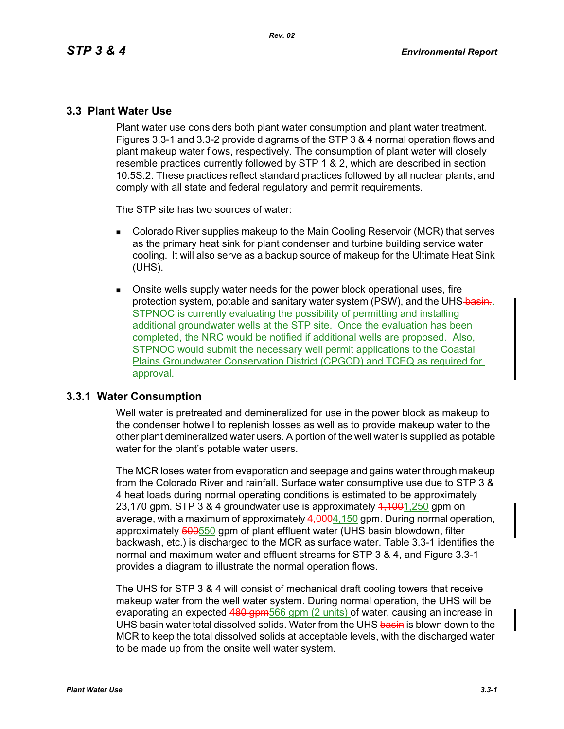## 3.3 Plant Water Use

Plant water use considers both plant water consumption and plant water treatment. Figures 3.3-1 and 3.3-2 provide diagrams of the STP 3 & 4 normal operation flows and plant makeup water flows, respectively. The consumption of plant water will closely resemble practices currently followed by STP 1 & 2, which are described in section 10.5S.2. These practices reflect standard practices followed by all nuclear plants, and comply with all state and federal regulatory and permit requirements.

The STP site has two sources of water:

- Colorado River supplies makeup to the Main Cooling Reservoir (MCR) that serves as the primary heat sink for plant condenser and turbine building service water cooling. It will also serve as a backup source of makeup for the Ultimate Heat Sink (UHS).

- Onsite wells supply water needs for the power block operational uses, fire protection system, potable and sanitary water system (PSW), and the UHS ~~basin.~~. STPNOC is currently evaluating the possibility of permitting and installing additional groundwater wells at the STP site. Once the evaluation has been completed, the NRC would be notified if additional wells are proposed. Also, STPNOC would submit the necessary well permit applications to the Coastal Plains Groundwater Conservation District (CPGCD) and TCEQ as required for approval.

### 3.3.1 Water Consumption

Well water is pretreated and demineralized for use in the power block as makeup to the condenser hotwell to replenish losses as well as to provide makeup water to the other plant demineralized water users. A portion of the well water is supplied as potable water for the plant's potable water users.

The MCR loses water from evaporation and seepage and gains water through makeup from the Colorado River and rainfall. Surface water consumptive use due to STP 3 & 4 heat loads during normal operating conditions is estimated to be approximately 23,170 gpm. STP 3 & 4 groundwater use is approximately ~~1,100~~1,250 gpm on average, with a maximum of approximately ~~4,000~~4,150 gpm. During normal operation, approximately ~~500~~550 gpm of plant effluent water (UHS basin blowdown, filter backwash, etc.) is discharged to the MCR as surface water. Table 3.3-1 identifies the normal and maximum water and effluent streams for STP 3 & 4, and Figure 3.3-1 provides a diagram to illustrate the normal operation flows.

The UHS for STP 3 & 4 will consist of mechanical draft cooling towers that receive makeup water from the well water system. During normal operation, the UHS will be evaporating an expected ~~480 gpm~~566 gpm (2 units) of water, causing an increase in UHS basin water total dissolved solids. Water from the UHS ~~basin~~ is blown down to the MCR to keep the total dissolved solids at acceptable levels, with the discharged water to be made up from the onsite well water system.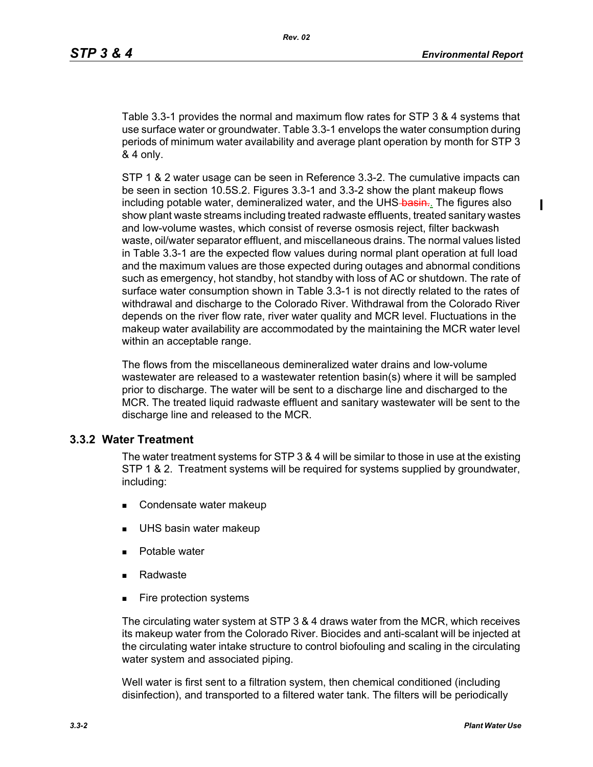Table 3.3-1 provides the normal and maximum flow rates for STP 3 & 4 systems that use surface water or groundwater. Table 3.3-1 envelops the water consumption during periods of minimum water availability and average plant operation by month for STP 3 & 4 only.

STP 1 & 2 water usage can be seen in Reference 3.3-2. The cumulative impacts can be seen in section 10.5S.2. Figures 3.3-1 and 3.3-2 show the plant makeup flows including potable water, demineralized water, and the UHS. The figures also show plant waste streams including treated radwaste effluents, treated sanitary wastes and low-volume wastes, which consist of reverse osmosis reject, filter backwash waste, oil/water separator effluent, and miscellaneous drains. The normal values listed in Table 3.3-1 are the expected flow values during normal plant operation at full load and the maximum values are those expected during outages and abnormal conditions such as emergency, hot standby, hot standby with loss of AC or shutdown. The rate of surface water consumption shown in Table 3.3-1 is not directly related to the rates of withdrawal and discharge to the Colorado River. Withdrawal from the Colorado River depends on the river flow rate, river water quality and MCR level. Fluctuations in the makeup water availability are accommodated by the maintaining the MCR water level within an acceptable range.

The flows from the miscellaneous demineralized water drains and low-volume wastewater are released to a wastewater retention basin(s) where it will be sampled prior to discharge. The water will be sent to a discharge line and discharged to the MCR. The treated liquid radwaste effluent and sanitary wastewater will be sent to the discharge line and released to the MCR.

### 3.3.2 Water Treatment

The water treatment systems for STP 3 & 4 will be similar to those in use at the existing STP 1 & 2. Treatment systems will be required for systems supplied by groundwater, including:

- Condensate water makeup
- UHS basin water makeup
- Potable water
- Radwaste
- Fire protection systems

The circulating water system at STP 3 & 4 draws water from the MCR, which receives its makeup water from the Colorado River. Biocides and anti-scalant will be injected at the circulating water intake structure to control biofouling and scaling in the circulating water system and associated piping.

Well water is first sent to a filtration system, then chemical conditioned (including disinfection), and transported to a filtered water tank. The filters will be periodically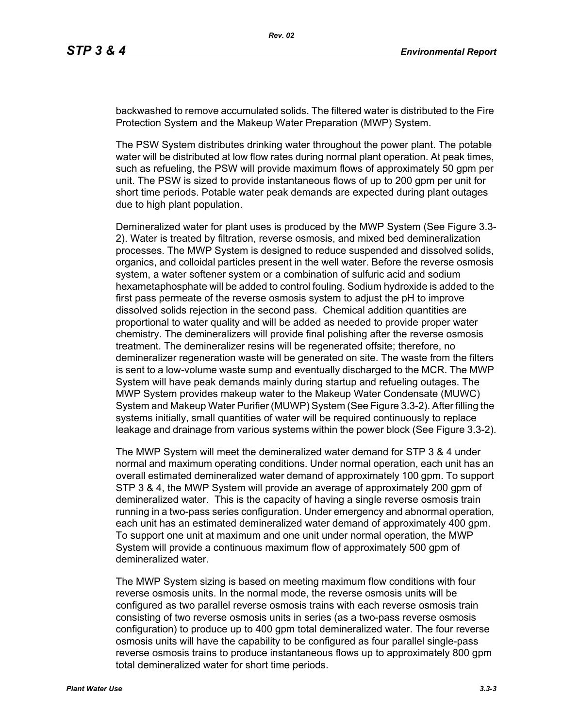backwashed to remove accumulated solids. The filtered water is distributed to the Fire Protection System and the Makeup Water Preparation (MWP) System.

The PSW System distributes drinking water throughout the power plant. The potable water will be distributed at low flow rates during normal plant operation. At peak times, such as refueling, the PSW will provide maximum flows of approximately 50 gpm per unit. The PSW is sized to provide instantaneous flows of up to 200 gpm per unit for short time periods. Potable water peak demands are expected during plant outages due to high plant population.

Demineralized water for plant uses is produced by the MWP System (See Figure 3.3-2). Water is treated by filtration, reverse osmosis, and mixed bed demineralization processes. The MWP System is designed to reduce suspended and dissolved solids, organics, and colloidal particles present in the well water. Before the reverse osmosis system, a water softener system or a combination of sulfuric acid and sodium hexametaphosphate will be added to control fouling. Sodium hydroxide is added to the first pass permeate of the reverse osmosis system to adjust the pH to improve dissolved solids rejection in the second pass. Chemical addition quantities are proportional to water quality and will be added as needed to provide proper water chemistry. The demineralizers will provide final polishing after the reverse osmosis treatment. The demineralizer resins will be regenerated offsite; therefore, no demineralizer regeneration waste will be generated on site. The waste from the filters is sent to a low-volume waste sump and eventually discharged to the MCR. The MWP System will have peak demands mainly during startup and refueling outages. The MWP System provides makeup water to the Makeup Water Condensate (MUWC) System and Makeup Water Purifier (MUWP) System (See Figure 3.3-2). After filling the systems initially, small quantities of water will be required continuously to replace leakage and drainage from various systems within the power block (See Figure 3.3-2).

The MWP System will meet the demineralized water demand for STP 3 & 4 under normal and maximum operating conditions. Under normal operation, each unit has an overall estimated demineralized water demand of approximately 100 gpm. To support STP 3 & 4, the MWP System will provide an average of approximately 200 gpm of demineralized water. This is the capacity of having a single reverse osmosis train running in a two-pass series configuration. Under emergency and abnormal operation, each unit has an estimated demineralized water demand of approximately 400 gpm. To support one unit at maximum and one unit under normal operation, the MWP System will provide a continuous maximum flow of approximately 500 gpm of demineralized water.

The MWP System sizing is based on meeting maximum flow conditions with four reverse osmosis units. In the normal mode, the reverse osmosis units will be configured as two parallel reverse osmosis trains with each reverse osmosis train consisting of two reverse osmosis units in series (as a two-pass reverse osmosis configuration) to produce up to 400 gpm total demineralized water. The four reverse osmosis units will have the capability to be configured as four parallel single-pass reverse osmosis trains to produce instantaneous flows up to approximately 800 gpm total demineralized water for short time periods.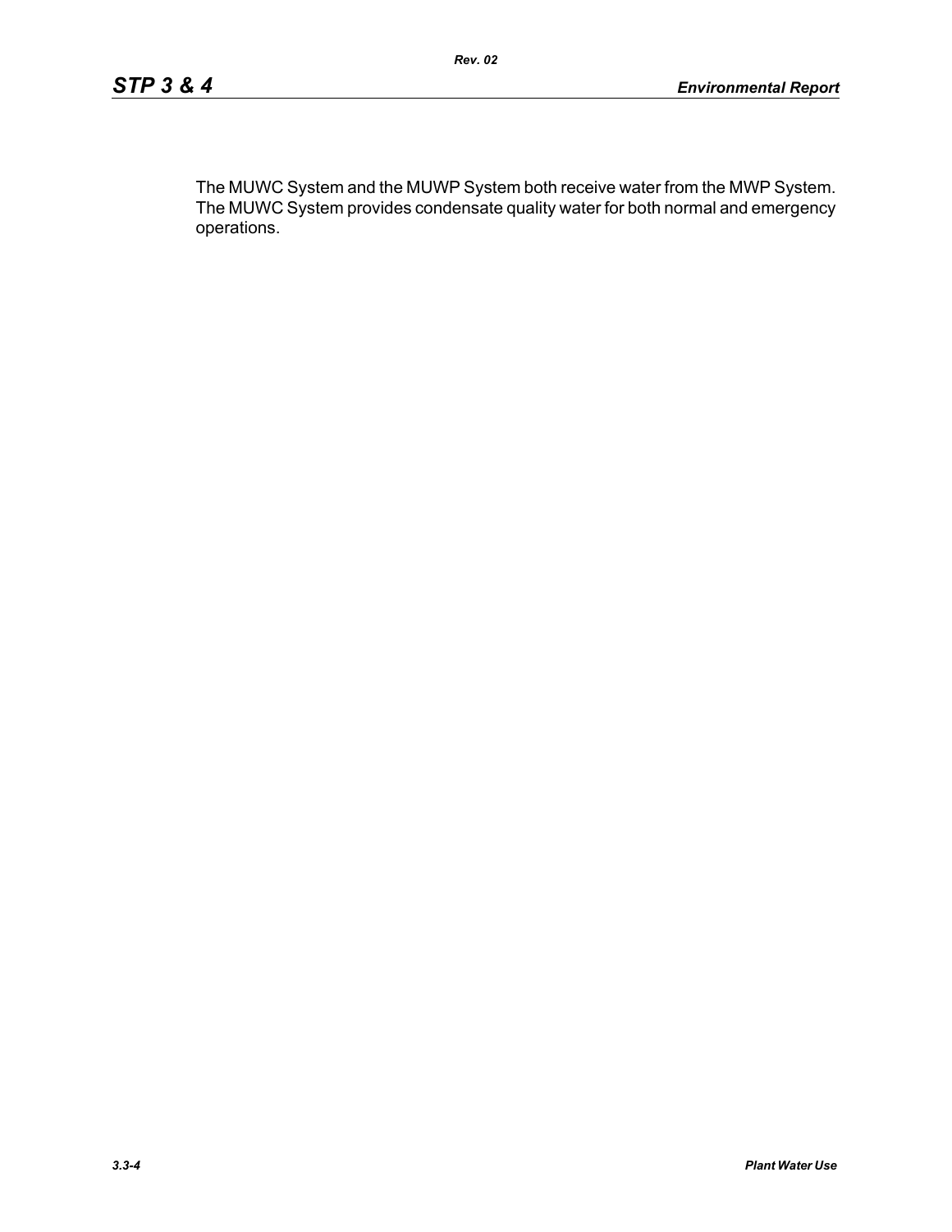The MUWC System and the MUWP System both receive water from the MWP System. The MUWC System provides condensate quality water for both normal and emergency operations.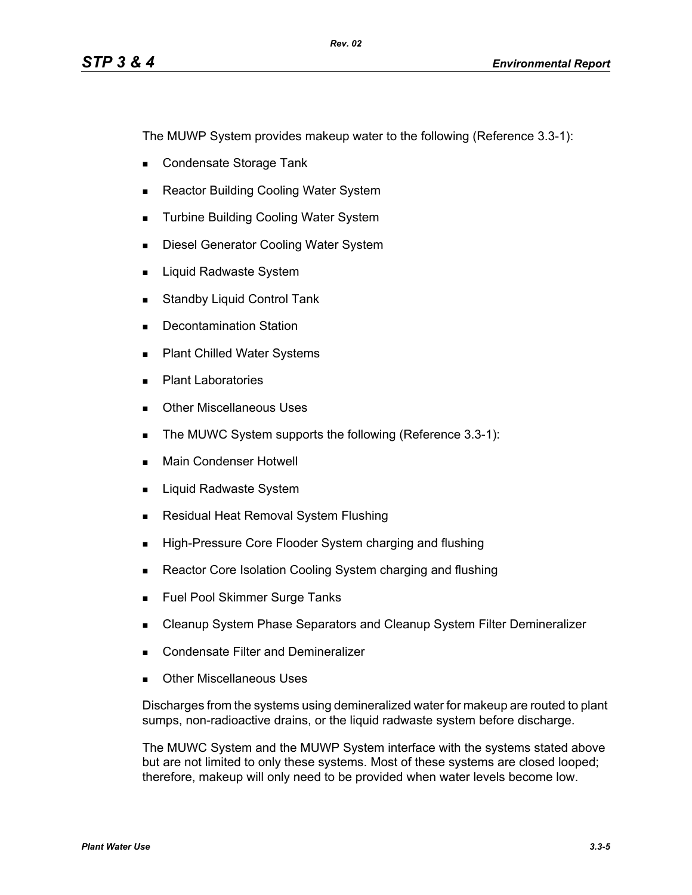The MUWP System provides makeup water to the following (Reference 3.3-1):

- Condensate Storage Tank
- Reactor Building Cooling Water System
- Turbine Building Cooling Water System
- Diesel Generator Cooling Water System
- Liquid Radwaste System
- Standby Liquid Control Tank
- Decontamination Station
- Plant Chilled Water Systems
- Plant Laboratories
- Other Miscellaneous Uses
- The MUWC System supports the following (Reference 3.3-1):
- Main Condenser Hotwell
- Liquid Radwaste System
- Residual Heat Removal System Flushing
- High-Pressure Core Flooder System charging and flushing
- Reactor Core Isolation Cooling System charging and flushing
- Fuel Pool Skimmer Surge Tanks
- Cleanup System Phase Separators and Cleanup System Filter Demineralizer
- Condensate Filter and Demineralizer
- Other Miscellaneous Uses

Discharges from the systems using demineralized water for makeup are routed to plant sumps, non-radioactive drains, or the liquid radwaste system before discharge.

The MUWC System and the MUWP System interface with the systems stated above but are not limited to only these systems. Most of these systems are closed looped; therefore, makeup will only need to be provided when water levels become low.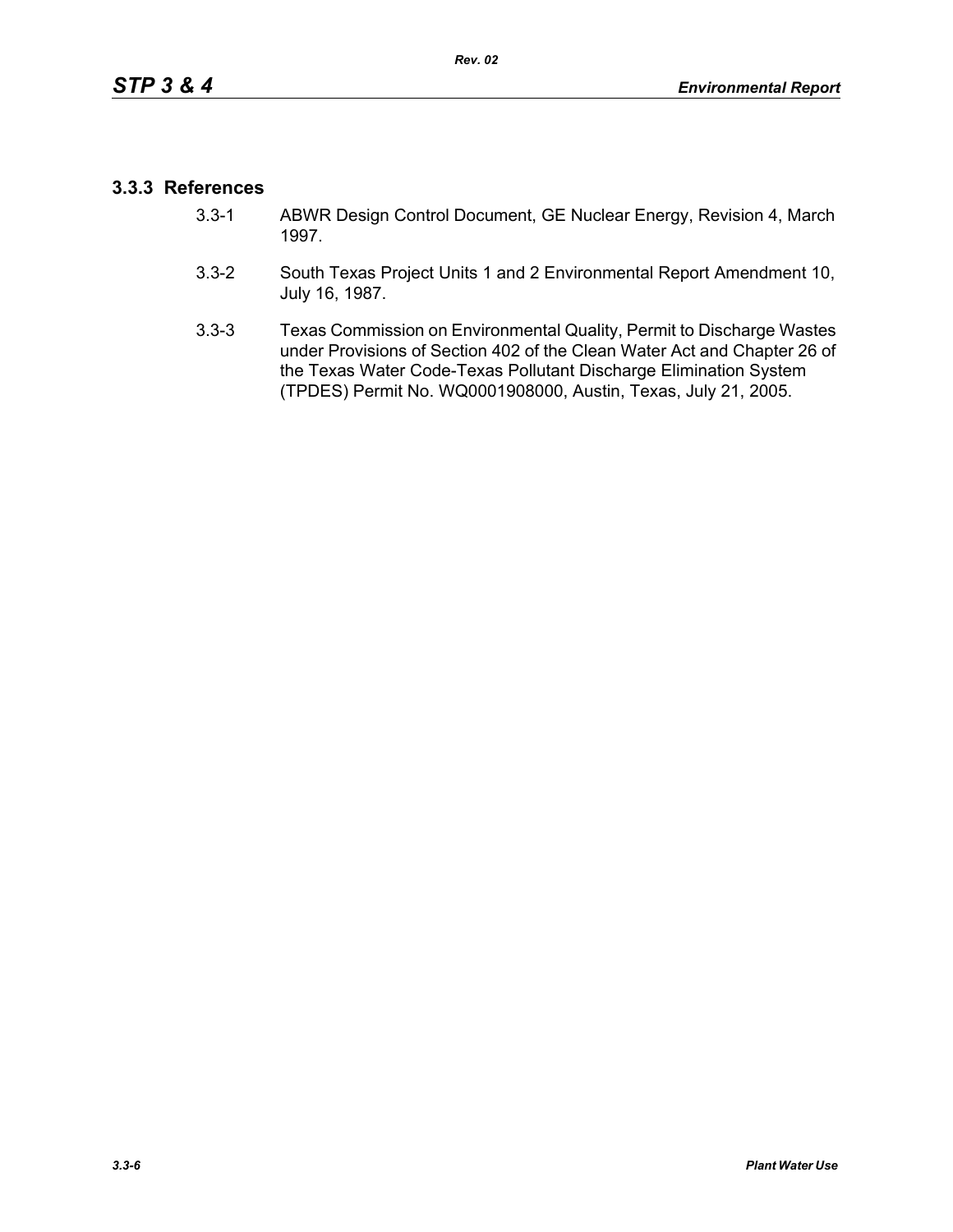### 3.3.3 References

3.3-1 ABWR Design Control Document, GE Nuclear Energy, Revision 4, March 1997.

3.3-2 South Texas Project Units 1 and 2 Environmental Report Amendment 10, July 16, 1987.

3.3-3 Texas Commission on Environmental Quality, Permit to Discharge Wastes under Provisions of Section 402 of the Clean Water Act and Chapter 26 of the Texas Water Code-Texas Pollutant Discharge Elimination System (TPDES) Permit No. WQ0001908000, Austin, Texas, July 21, 2005.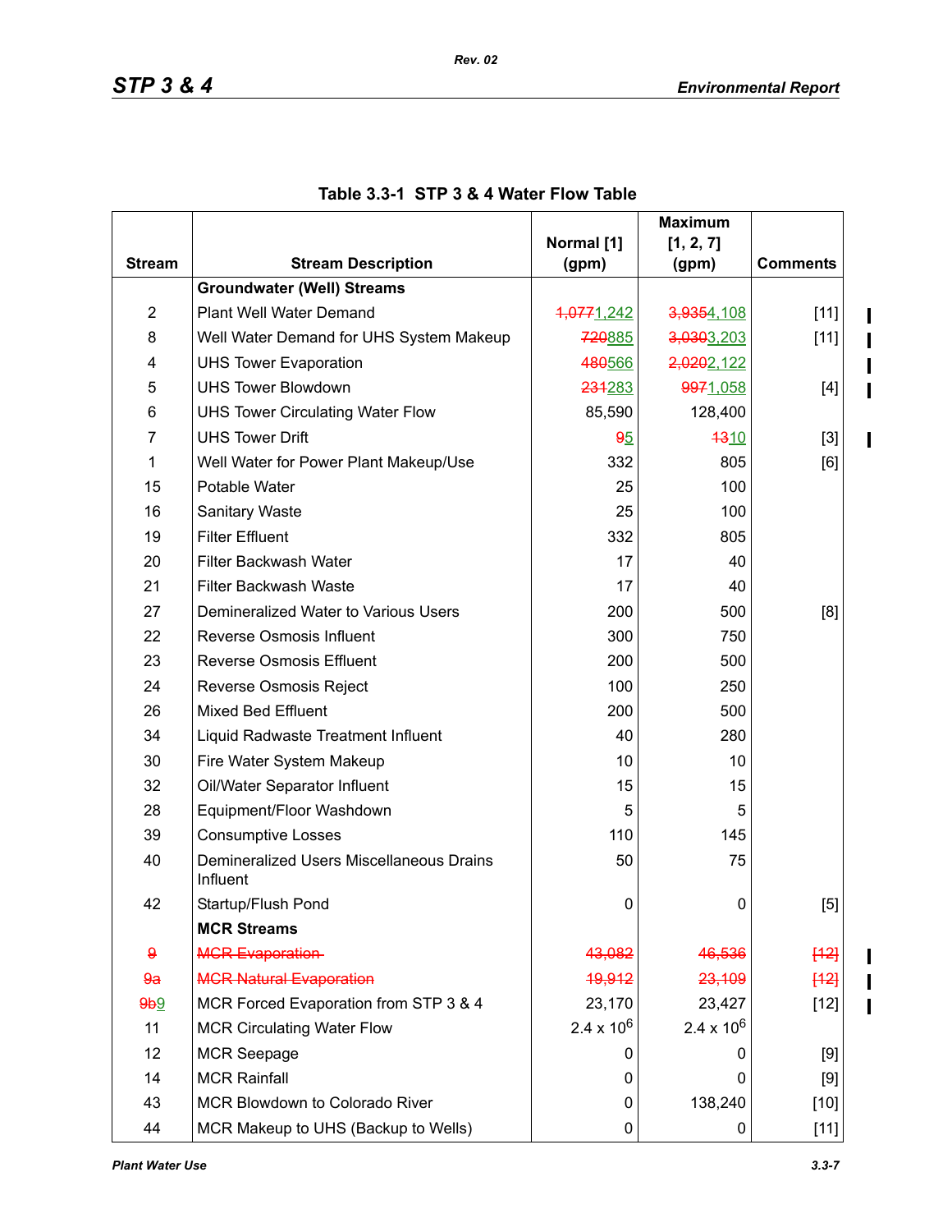## Table 3.3-1 STP 3 & 4 Water Flow Table

| Stream | Stream Description | Normal [1] (gpm) | Maximum [1, 2, 7] (gpm) | Comments |
|---|---|---|---|---|
| | **Groundwater (Well) Streams** | | | |
| 2 | Plant Well Water Demand | ~~1,077~~1,242 | ~~3,935~~4,108 | [11] |
| 8 | Well Water Demand for UHS System Makeup | ~~720~~885 | ~~3,030~~3,203 | [11] |
| 4 | UHS Tower Evaporation | ~~480~~566 | ~~2,020~~2,122 | |
| 5 | UHS Tower Blowdown | ~~231~~283 | ~~997~~1,058 | [4] |
| 6 | UHS Tower Circulating Water Flow | 85,590 | 128,400 | |
| 7 | UHS Tower Drift | ~~9~~5 | ~~13~~10 | [3] |
| 1 | Well Water for Power Plant Makeup/Use | 332 | 805 | [6] |
| 15 | Potable Water | 25 | 100 | |
| 16 | Sanitary Waste | 25 | 100 | |
| 19 | Filter Effluent | 332 | 805 | |
| 20 | Filter Backwash Water | 17 | 40 | |
| 21 | Filter Backwash Waste | 17 | 40 | |
| 27 | Demineralized Water to Various Users | 200 | 500 | [8] |
| 22 | Reverse Osmosis Influent | 300 | 750 | |
| 23 | Reverse Osmosis Effluent | 200 | 500 | |
| 24 | Reverse Osmosis Reject | 100 | 250 | |
| 26 | Mixed Bed Effluent | 200 | 500 | |
| 34 | Liquid Radwaste Treatment Influent | 40 | 280 | |
| 30 | Fire Water System Makeup | 10 | 10 | |
| 32 | Oil/Water Separator Influent | 15 | 15 | |
| 28 | Equipment/Floor Washdown | 5 | 5 | |
| 39 | Consumptive Losses | 110 | 145 | |
| 40 | Demineralized Users Miscellaneous Drains Influent | 50 | 75 | |
| 42 | Startup/Flush Pond | 0 | 0 | [5] |
| | **MCR Streams** | | | |
| ~~9~~ | ~~MCR Evaporation~~ | ~~43,082~~ | ~~46,536~~ | ~~[12]~~ |
| ~~9a~~ | ~~MCR Natural Evaporation~~ | ~~19,912~~ | ~~23,109~~ | ~~[12]~~ |
| ~~9b~~9 | MCR Forced Evaporation from STP 3 & 4 | 23,170 | 23,427 | [12] |
| 11 | MCR Circulating Water Flow | $2.4 \times 10^6$ | $2.4 \times 10^6$ | |
| 12 | MCR Seepage | 0 | 0 | [9] |
| 14 | MCR Rainfall | 0 | 0 | [9] |
| 43 | MCR Blowdown to Colorado River | 0 | 138,240 | [10] |
| 44 | MCR Makeup to UHS (Backup to Wells) | 0 | 0 | [11] |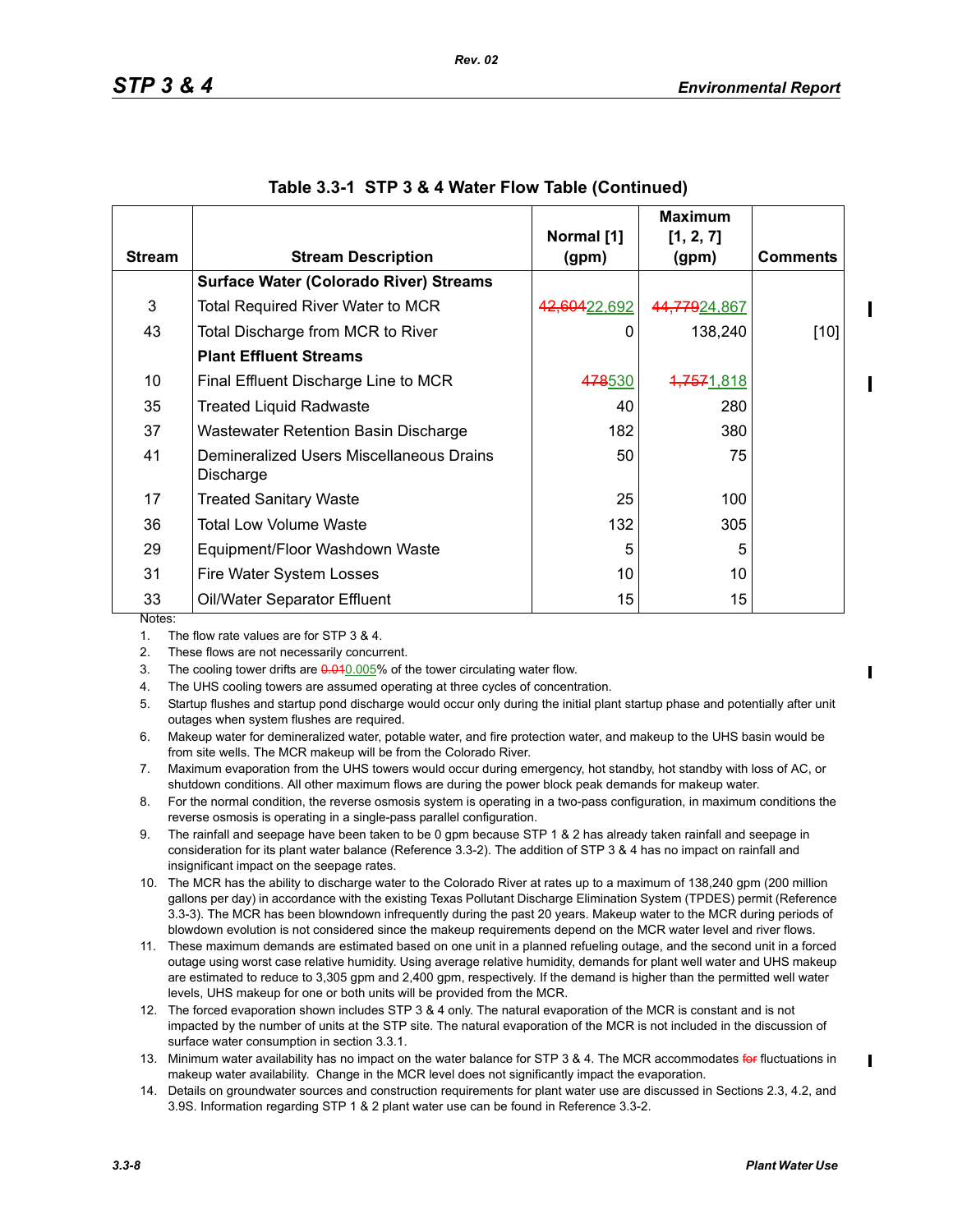## Table 3.3-1 STP 3 & 4 Water Flow Table (Continued)

| Stream | Stream Description | Normal [1] (gpm) | Maximum [1, 2, 7] (gpm) | Comments |
|---|---|---|---|---|
| | **Surface Water (Colorado River) Streams** | | | |
| 3 | Total Required River Water to MCR | ~~42,604~~22,692 | ~~44,779~~24,867 | |
| 43 | Total Discharge from MCR to River | 0 | 138,240 | [10] |
| | **Plant Effluent Streams** | | | |
| 10 | Final Effluent Discharge Line to MCR | ~~478~~530 | ~~1,757~~1,818 | |
| 35 | Treated Liquid Radwaste | 40 | 280 | |
| 37 | Wastewater Retention Basin Discharge | 182 | 380 | |
| 41 | Demineralized Users Miscellaneous Drains Discharge | 50 | 75 | |
| 17 | Treated Sanitary Waste | 25 | 100 | |
| 36 | Total Low Volume Waste | 132 | 305 | |
| 29 | Equipment/Floor Washdown Waste | 5 | 5 | |
| 31 | Fire Water System Losses | 10 | 10 | |
| 33 | Oil/Water Separator Effluent | 15 | 15 | |

Notes:

1. The flow rate values are for STP 3 & 4.
2. These flows are not necessarily concurrent.
3. The cooling tower drifts are ~~0.01~~0.005% of the tower circulating water flow.
4. The UHS cooling towers are assumed operating at three cycles of concentration.
5. Startup flushes and startup pond discharge would occur only during the initial plant startup phase and potentially after unit outages when system flushes are required.
6. Makeup water for demineralized water, potable water, and fire protection water, and makeup to the UHS basin would be from site wells. The MCR makeup will be from the Colorado River.
7. Maximum evaporation from the UHS towers would occur during emergency, hot standby, hot standby with loss of AC, or shutdown conditions. All other maximum flows are during the power block peak demands for makeup water.
8. For the normal condition, the reverse osmosis system is operating in a two-pass configuration, in maximum conditions the reverse osmosis is operating in a single-pass parallel configuration.
9. The rainfall and seepage have been taken to be 0 gpm because STP 1 & 2 has already taken rainfall and seepage in consideration for its plant water balance (Reference 3.3-2). The addition of STP 3 & 4 has no impact on rainfall and insignificant impact on the seepage rates.
10. The MCR has the ability to discharge water to the Colorado River at rates up to a maximum of 138,240 gpm (200 million gallons per day) in accordance with the existing Texas Pollutant Discharge Elimination System (TPDES) permit (Reference 3.3-3). The MCR has been blowndown infrequently during the past 20 years. Makeup water to the MCR during periods of blowdown evolution is not considered since the makeup requirements depend on the MCR water level and river flows.
11. These maximum demands are estimated based on one unit in a planned refueling outage, and the second unit in a forced outage using worst case relative humidity. Using average relative humidity, demands for plant well water and UHS makeup are estimated to reduce to 3,305 gpm and 2,400 gpm, respectively. If the demand is higher than the permitted well water levels, UHS makeup for one or both units will be provided from the MCR.
12. The forced evaporation shown includes STP 3 & 4 only. The natural evaporation of the MCR is constant and is not impacted by the number of units at the STP site. The natural evaporation of the MCR is not included in the discussion of surface water consumption in section 3.3.1.
13. Minimum water availability has no impact on the water balance for STP 3 & 4. The MCR accommodates ~~for~~ fluctuations in makeup water availability. Change in the MCR level does not significantly impact the evaporation.
14. Details on groundwater sources and construction requirements for plant water use are discussed in Sections 2.3, 4.2, and 3.9S. Information regarding STP 1 & 2 plant water use can be found in Reference 3.3-2.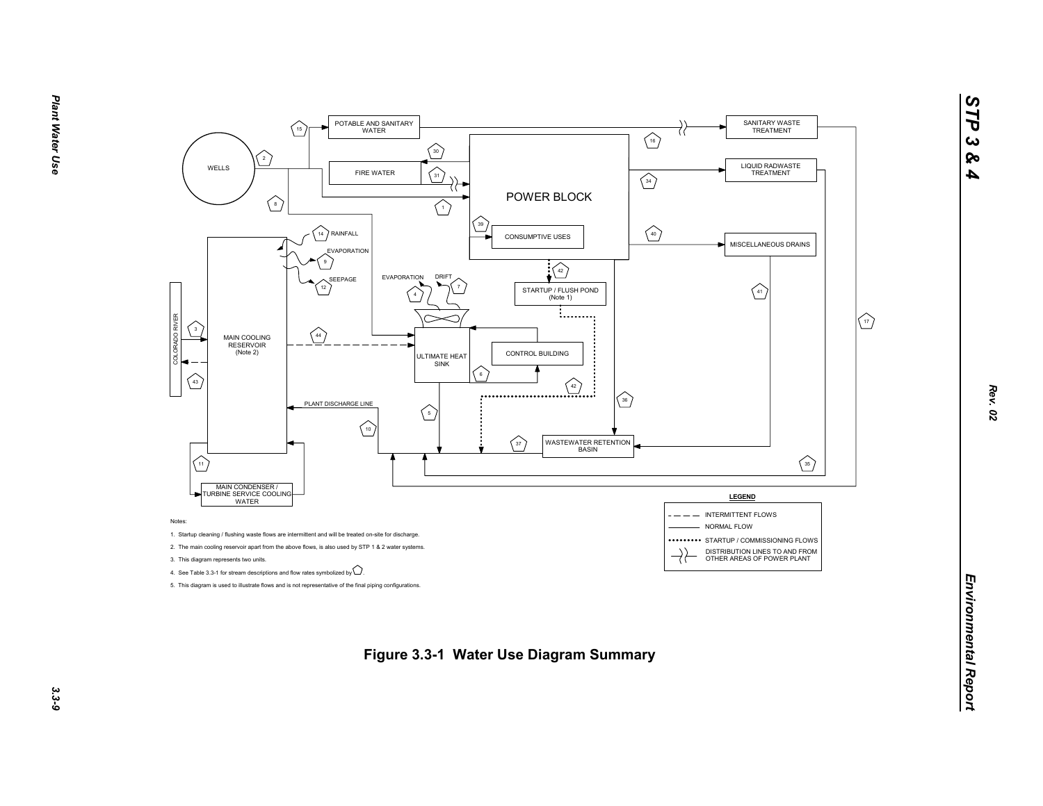WELLS

POTABLE AND SANITARY WATER

FIRE WATER

POWER BLOCK

CONSUMPTIVE USES

SANITARY WASTE TREATMENT

LIQUID RADWASTE TREATMENT

MISCELLANEOUS DRAINS

MAIN COOLING RESERVOIR (Note 2)

COLORADO RIVER

RAINFALL

EVAPORATION

SEEPAGE

EVAPORATION

DRIFT

STARTUP / FLUSH POND (Note 1)

ULTIMATE HEAT SINK

CONTROL BUILDING

PLANT DISCHARGE LINE

WASTEWATER RETENTION BASIN

MAIN CONDENSER / TURBINE SERVICE COOLING WATER

**LEGEND**

- INTERMITTENT FLOWS (dashed line)
- NORMAL FLOW (solid line)
- STARTUP / COMMISSIONING FLOWS (dotted line)
- DISTRIBUTION LINES TO AND FROM OTHER AREAS OF POWER PLANT

Notes:

1. Startup cleaning / flushing waste flows are intermittent and will be treated on-site for discharge.
2. The main cooling reservoir apart from the above flows, is also used by STP 1 & 2 water systems.
3. This diagram represents two units.
4. See Table 3.3-1 for stream descriptions and flow rates symbolized by ⬠.
5. This diagram is used to illustrate flows and is not representative of the final piping configurations.

**Figure 3.3-1 Water Use Diagram Summary**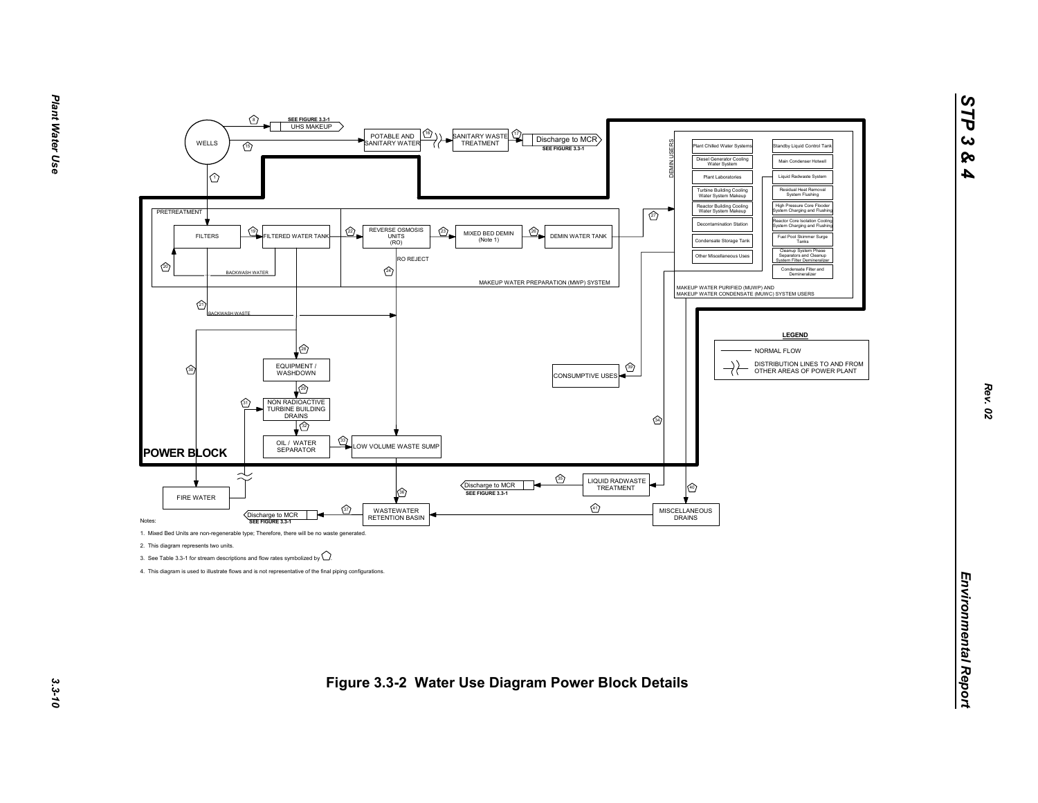WELLS

8

SEE FIGURE 3.3-1

UHS MAKEUP

15

POTABLE AND SANITARY WATER

16

SANITARY WASTE TREATMENT

17

Discharge to MCR

SEE FIGURE 3.3-1

1

PRETREATMENT

FILTERS

19

FILTERED WATER TANK

22

REVERSE OSMOSIS UNITS (RO)

23

MIXED BED DEMIN (Note 1)

26

DEMIN WATER TANK

20

BACKWASH WATER

RO REJECT

24

MAKEUP WATER PREPARATION (MWP) SYSTEM

21

BACKWASH WASTE

27

DEMIN USERS

Plant Chilled Water Systems

Diesel Generator Cooling Water System

Plant Laboratories

Turbine Building Cooling Water System Makeup

Reactor Building Cooling Water System Makeup

Decontamination Station

Condensate Storage Tank

Other Miscellaneous Uses

Standby Liquid Control Tank

Main Condenser Hotwell

Liquid Radwaste System

Residual Heat Removal System Flushing

High Pressure Core Flooder System Charging and Flushing

Reactor Core Isolation Cooling System Charging and Flushing

Fuel Pool Skimmer Surge Tanks

Cleanup System Phase Separators and Cleanup System Filter Demineralizer

Condensate Filter and Demineralizer

MAKEUP WATER PURIFIED (MUWP) AND MAKEUP WATER CONDENSATE (MUWC) SYSTEM USERS

28

EQUIPMENT / WASHDOWN

30

29

31

NON RADIOACTIVE TURBINE BUILDING DRAINS

32

OIL / WATER SEPARATOR

33

LOW VOLUME WASTE SUMP

39

CONSUMPTIVE USES

34

POWER BLOCK

LEGEND

NORMAL FLOW

DISTRIBUTION LINES TO AND FROM OTHER AREAS OF POWER PLANT

FIRE WATER

35

Discharge to MCR

SEE FIGURE 3.3-1

LIQUID RADWASTE TREATMENT

40

36

37

Discharge to MCR

SEE FIGURE 3.3-1

WASTEWATER RETENTION BASIN

41

MISCELLANEOUS DRAINS

Notes:

1. Mixed Bed Units are non-regenerable type; Therefore, there will be no waste generated.

2. This diagram represents two units.

3. See Table 3.3-1 for stream descriptions and flow rates symbolized by ⬠.

4. This diagram is used to illustrate flows and is not representative of the final piping configurations.

**Figure 3.3-2 Water Use Diagram Power Block Details**